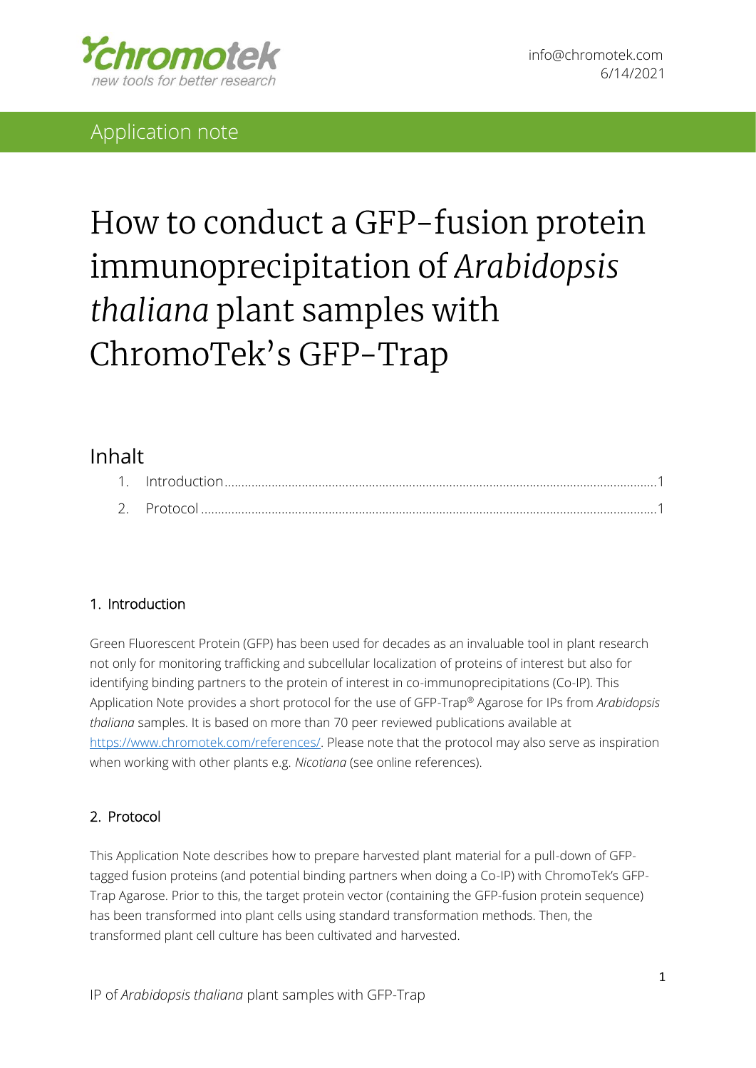Application note

# How to conduct a GFP-fusion protein immunoprecipitation of *Arabidopsis thaliana* plant samples with ChromoTek's GFP-Trap

## Inhalt

1. Introduction ......................................................................................................................1
2. Protocol ............................................................................................................................1

## 1. Introduction

Green Fluorescent Protein (GFP) has been used for decades as an invaluable tool in plant research not only for monitoring trafficking and subcellular localization of proteins of interest but also for identifying binding partners to the protein of interest in co-immunoprecipitations (Co-IP). This Application Note provides a short protocol for the use of GFP-Trap® Agarose for IPs from *Arabidopsis thaliana* samples. It is based on more than 70 peer reviewed publications available at https://www.chromotek.com/references/. Please note that the protocol may also serve as inspiration when working with other plants e.g. *Nicotiana* (see online references).

## 2. Protocol

This Application Note describes how to prepare harvested plant material for a pull-down of GFP-tagged fusion proteins (and potential binding partners when doing a Co-IP) with ChromoTek's GFP-Trap Agarose. Prior to this, the target protein vector (containing the GFP-fusion protein sequence) has been transformed into plant cells using standard transformation methods. Then, the transformed plant cell culture has been cultivated and harvested.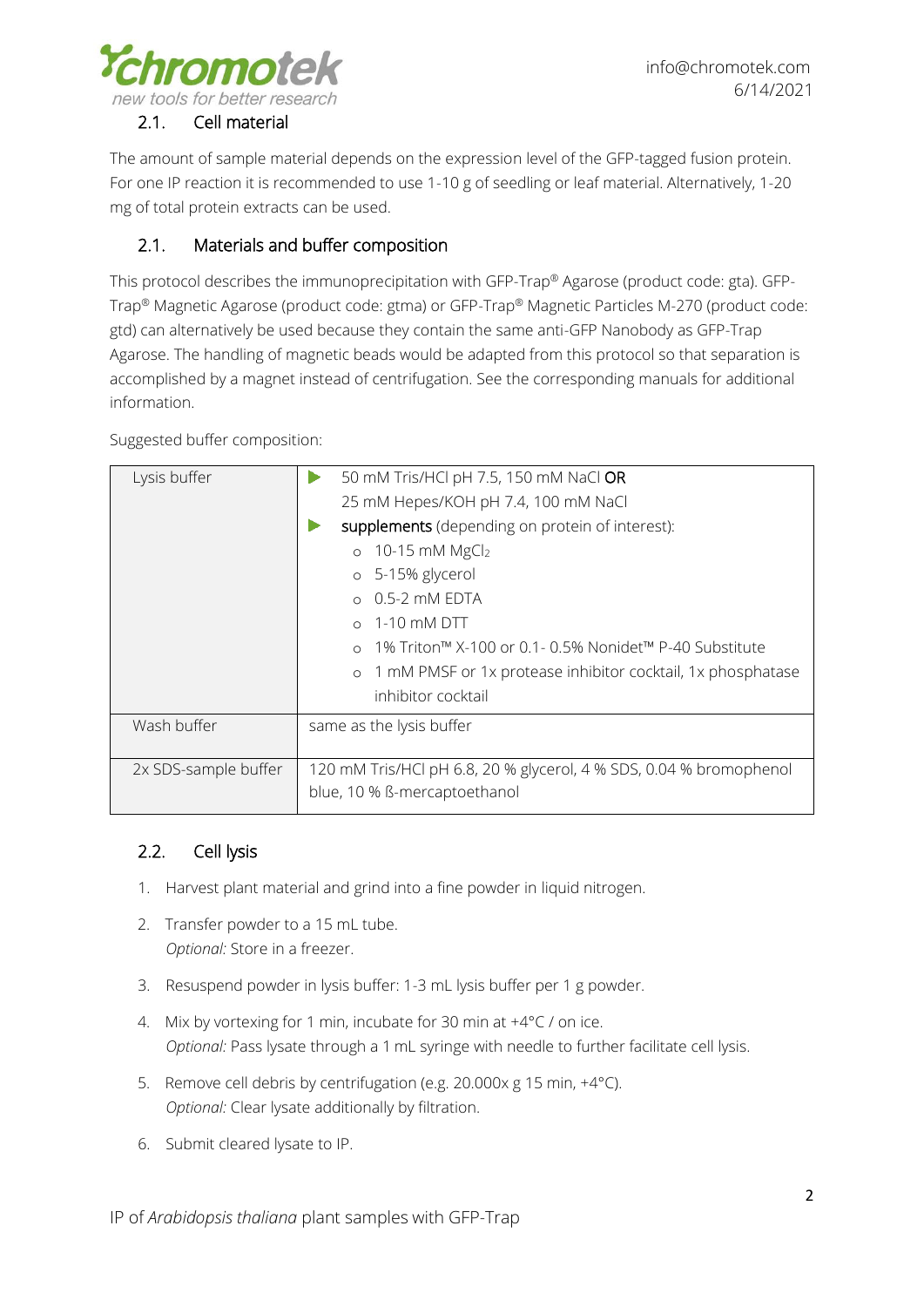## 2.1. Cell material

The amount of sample material depends on the expression level of the GFP-tagged fusion protein. For one IP reaction it is recommended to use 1-10 g of seedling or leaf material. Alternatively, 1-20 mg of total protein extracts can be used.

## 2.1. Materials and buffer composition

This protocol describes the immunoprecipitation with GFP-Trap® Agarose (product code: gta). GFP-Trap® Magnetic Agarose (product code: gtma) or GFP-Trap® Magnetic Particles M-270 (product code: gtd) can alternatively be used because they contain the same anti-GFP Nanobody as GFP-Trap Agarose. The handling of magnetic beads would be adapted from this protocol so that separation is accomplished by a magnet instead of centrifugation. See the corresponding manuals for additional information.

Suggested buffer composition:

| | |
|---|---|
| Lysis buffer | ▶ 50 mM Tris/HCl pH 7.5, 150 mM NaCl **OR** 25 mM Hepes/KOH pH 7.4, 100 mM NaCl<br>▶ **supplements** (depending on protein of interest):<br>○ 10-15 mM $MgCl_2$<br>○ 5-15% glycerol<br>○ 0.5-2 mM EDTA<br>○ 1-10 mM DTT<br>○ 1% Triton™ X-100 or 0.1- 0.5% Nonidet™ P-40 Substitute<br>○ 1 mM PMSF or 1x protease inhibitor cocktail, 1x phosphatase inhibitor cocktail |
| Wash buffer | same as the lysis buffer |
| 2x SDS-sample buffer | 120 mM Tris/HCl pH 6.8, 20 % glycerol, 4 % SDS, 0.04 % bromophenol blue, 10 % ß-mercaptoethanol |

## 2.2. Cell lysis

1. Harvest plant material and grind into a fine powder in liquid nitrogen.
2. Transfer powder to a 15 mL tube.
   *Optional:* Store in a freezer.
3. Resuspend powder in lysis buffer: 1-3 mL lysis buffer per 1 g powder.
4. Mix by vortexing for 1 min, incubate for 30 min at +4°C / on ice.
   *Optional:* Pass lysate through a 1 mL syringe with needle to further facilitate cell lysis.
5. Remove cell debris by centrifugation (e.g. 20.000x g 15 min, +4°C).
   *Optional:* Clear lysate additionally by filtration.
6. Submit cleared lysate to IP.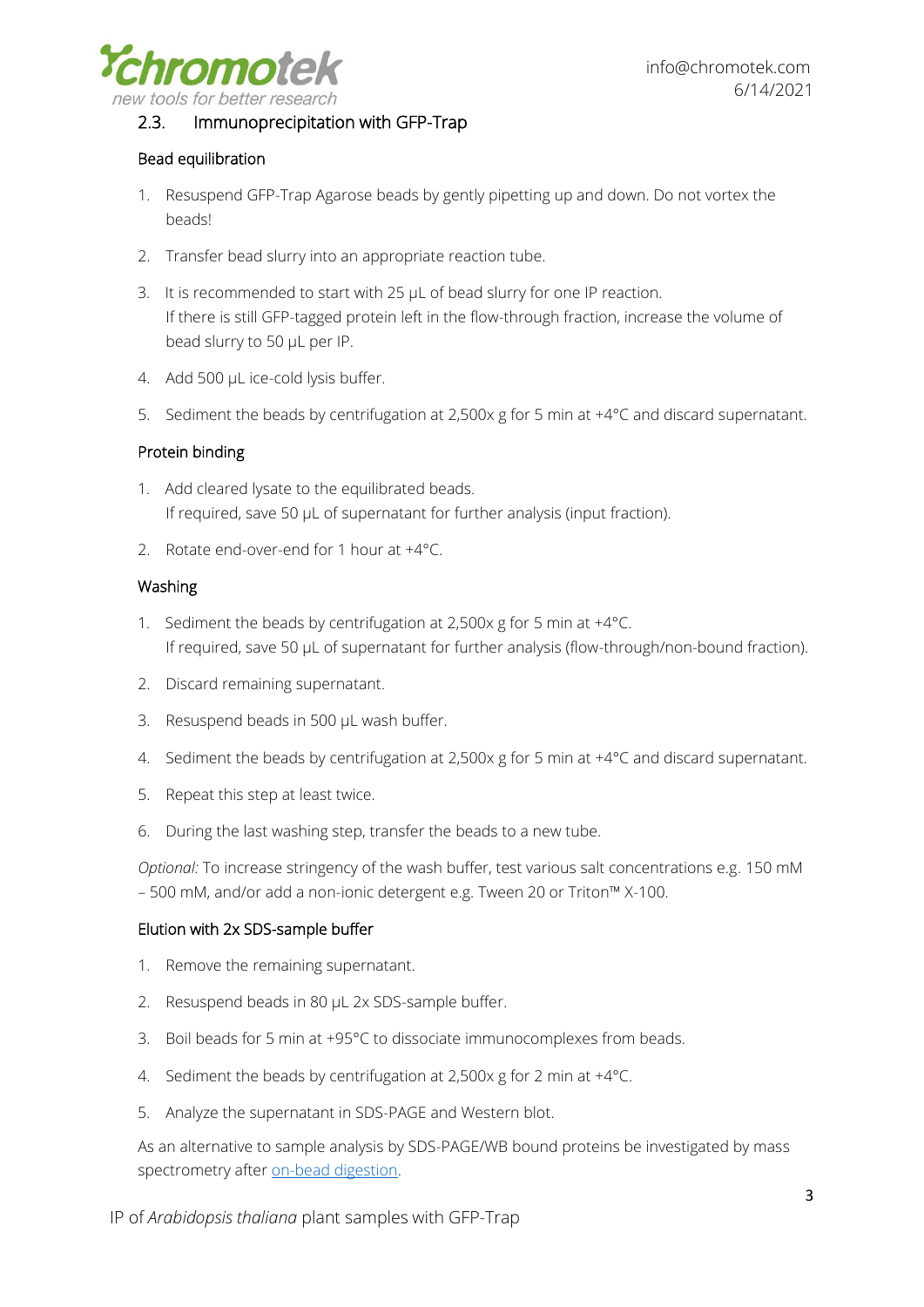## 2.3. Immunoprecipitation with GFP-Trap

### Bead equilibration

1. Resuspend GFP-Trap Agarose beads by gently pipetting up and down. Do not vortex the beads!
2. Transfer bead slurry into an appropriate reaction tube.
3. It is recommended to start with 25 µL of bead slurry for one IP reaction.
   If there is still GFP-tagged protein left in the flow-through fraction, increase the volume of bead slurry to 50 µL per IP.
4. Add 500 µL ice-cold lysis buffer.
5. Sediment the beads by centrifugation at 2,500x g for 5 min at +4°C and discard supernatant.

### Protein binding

1. Add cleared lysate to the equilibrated beads.
   If required, save 50 µL of supernatant for further analysis (input fraction).
2. Rotate end-over-end for 1 hour at +4°C.

### Washing

1. Sediment the beads by centrifugation at 2,500x g for 5 min at +4°C.
   If required, save 50 µL of supernatant for further analysis (flow-through/non-bound fraction).
2. Discard remaining supernatant.
3. Resuspend beads in 500 µL wash buffer.
4. Sediment the beads by centrifugation at 2,500x g for 5 min at +4°C and discard supernatant.
5. Repeat this step at least twice.
6. During the last washing step, transfer the beads to a new tube.

*Optional:* To increase stringency of the wash buffer, test various salt concentrations e.g. 150 mM – 500 mM, and/or add a non-ionic detergent e.g. Tween 20 or Triton™ X-100.

### Elution with 2x SDS-sample buffer

1. Remove the remaining supernatant.
2. Resuspend beads in 80 µL 2x SDS-sample buffer.
3. Boil beads for 5 min at +95°C to dissociate immunocomplexes from beads.
4. Sediment the beads by centrifugation at 2,500x g for 2 min at +4°C.
5. Analyze the supernatant in SDS-PAGE and Western blot.

As an alternative to sample analysis by SDS-PAGE/WB bound proteins be investigated by mass spectrometry after on-bead digestion.